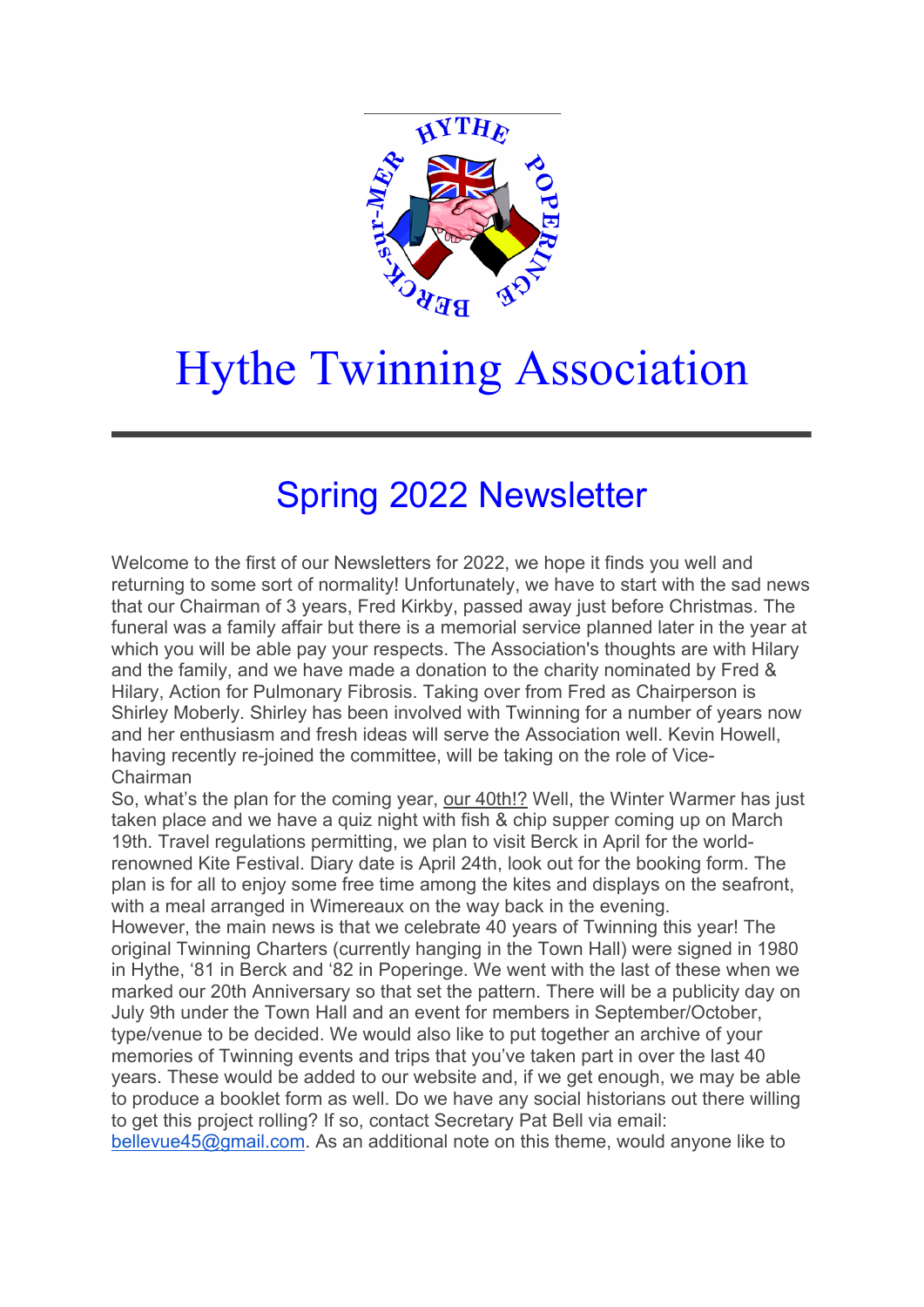# Hythe Twinning Association

## Spring 2022 Newsletter

Welcome to the first of our Newsletters for 2022, we hope it finds you well and returning to some sort of normality! Unfortunately, we have to start with the sad news that our Chairman of 3 years, Fred Kirkby, passed away just before Christmas. The funeral was a family affair but there is a memorial service planned later in the year at which you will be able pay your respects. The Association's thoughts are with Hilary and the family, and we have made a donation to the charity nominated by Fred & Hilary, Action for Pulmonary Fibrosis. Taking over from Fred as Chairperson is Shirley Moberly. Shirley has been involved with Twinning for a number of years now and her enthusiasm and fresh ideas will serve the Association well. Kevin Howell, having recently re-joined the committee, will be taking on the role of Vice-Chairman

So, what's the plan for the coming year, our 40th!? Well, the Winter Warmer has just taken place and we have a quiz night with fish & chip supper coming up on March 19th. Travel regulations permitting, we plan to visit Berck in April for the world-renowned Kite Festival. Diary date is April 24th, look out for the booking form. The plan is for all to enjoy some free time among the kites and displays on the seafront, with a meal arranged in Wimereaux on the way back in the evening.

However, the main news is that we celebrate 40 years of Twinning this year! The original Twinning Charters (currently hanging in the Town Hall) were signed in 1980 in Hythe, '81 in Berck and '82 in Poperinge. We went with the last of these when we marked our 20th Anniversary so that set the pattern. There will be a publicity day on July 9th under the Town Hall and an event for members in September/October, type/venue to be decided. We would also like to put together an archive of your memories of Twinning events and trips that you've taken part in over the last 40 years. These would be added to our website and, if we get enough, we may be able to produce a booklet form as well. Do we have any social historians out there willing to get this project rolling? If so, contact Secretary Pat Bell via email: bellevue45@gmail.com. As an additional note on this theme, would anyone like to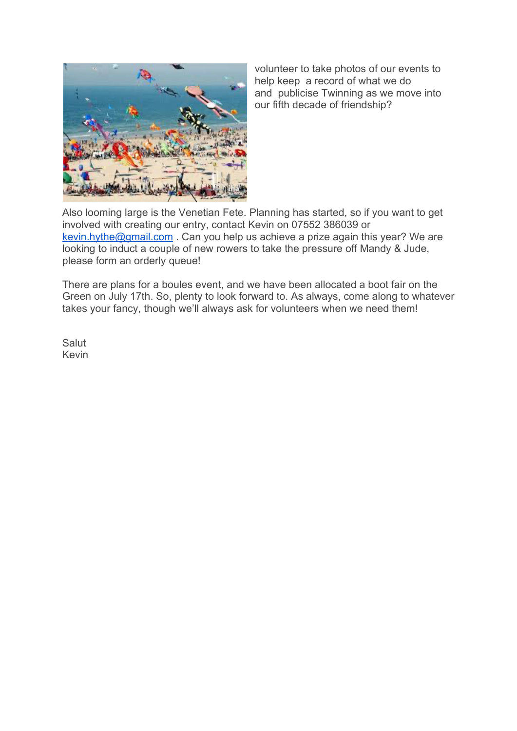volunteer to take photos of our events to help keep a record of what we do and publicise Twinning as we move into our fifth decade of friendship?

Also looming large is the Venetian Fete. Planning has started, so if you want to get involved with creating our entry, contact Kevin on 07552 386039 or kevin.hythe@gmail.com . Can you help us achieve a prize again this year? We are looking to induct a couple of new rowers to take the pressure off Mandy & Jude, please form an orderly queue!

There are plans for a boules event, and we have been allocated a boot fair on the Green on July 17th. So, plenty to look forward to. As always, come along to whatever takes your fancy, though we'll always ask for volunteers when we need them!

Salut
Kevin